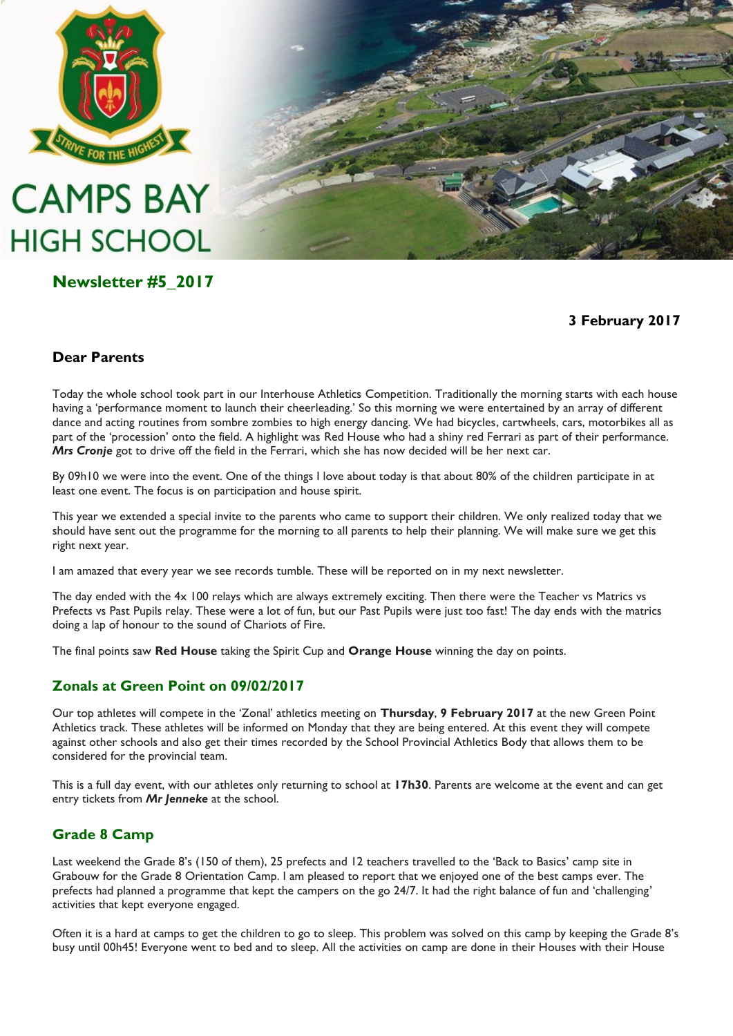# CAMPS BAY HIGH SCHOOL

## Newsletter #5_2017

**3 February 2017**

### Dear Parents

Today the whole school took part in our Interhouse Athletics Competition. Traditionally the morning starts with each house having a 'performance moment to launch their cheerleading.' So this morning we were entertained by an array of different dance and acting routines from sombre zombies to high energy dancing. We had bicycles, cartwheels, cars, motorbikes all as part of the 'procession' onto the field. A highlight was Red House who had a shiny red Ferrari as part of their performance. ***Mrs Cronje*** got to drive off the field in the Ferrari, which she has now decided will be her next car.

By 09h10 we were into the event. One of the things I love about today is that about 80% of the children participate in at least one event. The focus is on participation and house spirit.

This year we extended a special invite to the parents who came to support their children. We only realized today that we should have sent out the programme for the morning to all parents to help their planning. We will make sure we get this right next year.

I am amazed that every year we see records tumble. These will be reported on in my next newsletter.

The day ended with the 4x 100 relays which are always extremely exciting. Then there were the Teacher vs Matrics vs Prefects vs Past Pupils relay. These were a lot of fun, but our Past Pupils were just too fast! The day ends with the matrics doing a lap of honour to the sound of Chariots of Fire.

The final points saw **Red House** taking the Spirit Cup and **Orange House** winning the day on points.

## Zonals at Green Point on 09/02/2017

Our top athletes will compete in the 'Zonal' athletics meeting on **Thursday**, **9 February 2017** at the new Green Point Athletics track. These athletes will be informed on Monday that they are being entered. At this event they will compete against other schools and also get their times recorded by the School Provincial Athletics Body that allows them to be considered for the provincial team.

This is a full day event, with our athletes only returning to school at **17h30**. Parents are welcome at the event and can get entry tickets from ***Mr Jenneke*** at the school.

## Grade 8 Camp

Last weekend the Grade 8's (150 of them), 25 prefects and 12 teachers travelled to the 'Back to Basics' camp site in Grabouw for the Grade 8 Orientation Camp. I am pleased to report that we enjoyed one of the best camps ever. The prefects had planned a programme that kept the campers on the go 24/7. It had the right balance of fun and 'challenging' activities that kept everyone engaged.

Often it is a hard at camps to get the children to go to sleep. This problem was solved on this camp by keeping the Grade 8's busy until 00h45! Everyone went to bed and to sleep. All the activities on camp are done in their Houses with their House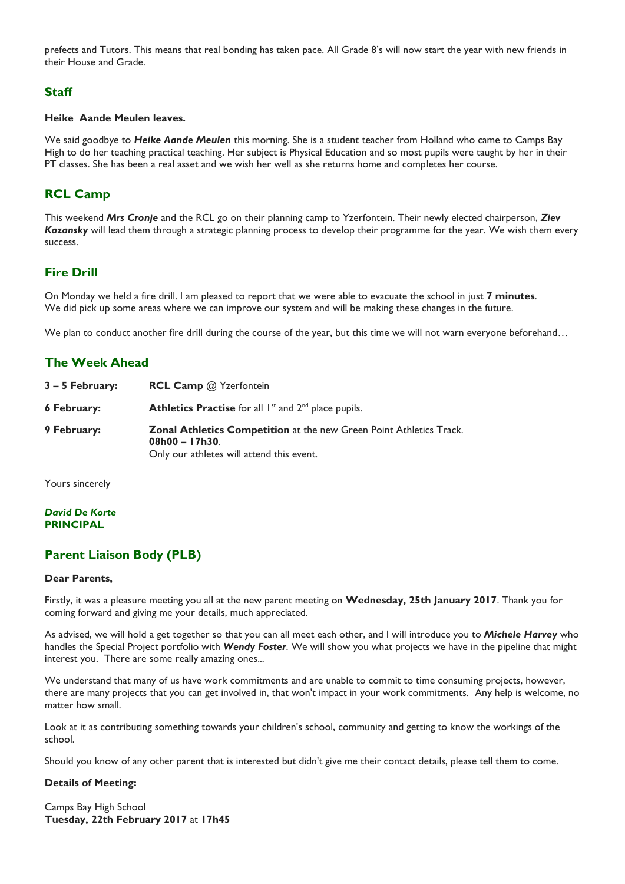prefects and Tutors. This means that real bonding has taken pace. All Grade 8's will now start the year with new friends in their House and Grade.

## Staff

**Heike Aande Meulen leaves.**

We said goodbye to ***Heike Aande Meulen*** this morning. She is a student teacher from Holland who came to Camps Bay High to do her teaching practical teaching. Her subject is Physical Education and so most pupils were taught by her in their PT classes. She has been a real asset and we wish her well as she returns home and completes her course.

## RCL Camp

This weekend ***Mrs Cronje*** and the RCL go on their planning camp to Yzerfontein. Their newly elected chairperson, ***Ziev Kazansky*** will lead them through a strategic planning process to develop their programme for the year. We wish them every success.

## Fire Drill

On Monday we held a fire drill. I am pleased to report that we were able to evacuate the school in just **7 minutes**. We did pick up some areas where we can improve our system and will be making these changes in the future.

We plan to conduct another fire drill during the course of the year, but this time we will not warn everyone beforehand…

## The Week Ahead

| | |
|---|---|
| **3 – 5 February:** | **RCL Camp** @ Yzerfontein |
| **6 February:** | **Athletics Practise** for all 1st and 2nd place pupils. |
| **9 February:** | **Zonal Athletics Competition** at the new Green Point Athletics Track. **08h00 – 17h30**. Only our athletes will attend this event. |

Yours sincerely

***David De Korte***
**PRINCIPAL**

## Parent Liaison Body (PLB)

**Dear Parents,**

Firstly, it was a pleasure meeting you all at the new parent meeting on **Wednesday, 25th January 2017**. Thank you for coming forward and giving me your details, much appreciated.

As advised, we will hold a get together so that you can all meet each other, and I will introduce you to ***Michele Harvey*** who handles the Special Project portfolio with ***Wendy Foster***. We will show you what projects we have in the pipeline that might interest you. There are some really amazing ones...

We understand that many of us have work commitments and are unable to commit to time consuming projects, however, there are many projects that you can get involved in, that won't impact in your work commitments. Any help is welcome, no matter how small.

Look at it as contributing something towards your children's school, community and getting to know the workings of the school.

Should you know of any other parent that is interested but didn't give me their contact details, please tell them to come.

**Details of Meeting:**

Camps Bay High School
**Tuesday, 22th February 2017** at **17h45**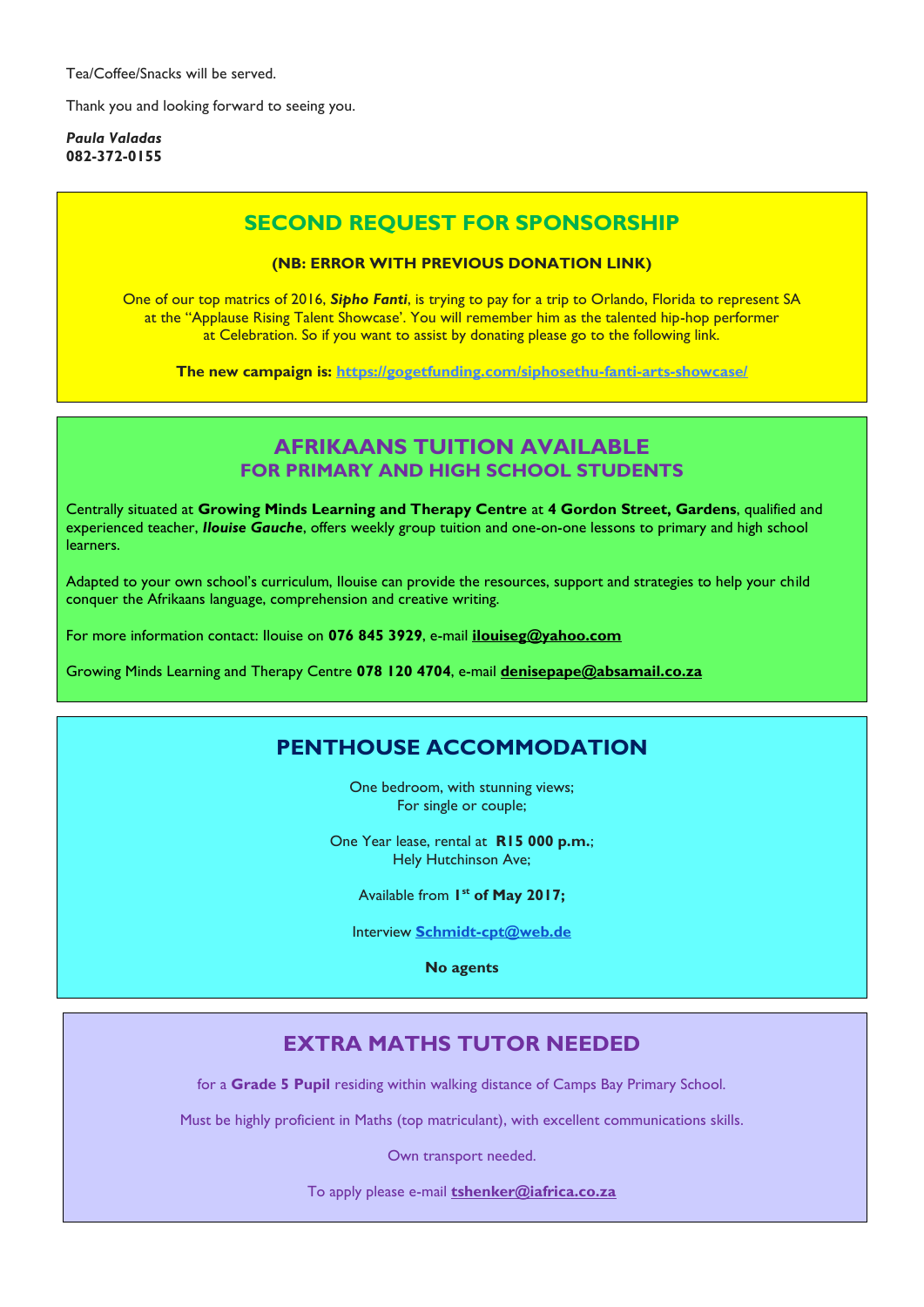Tea/Coffee/Snacks will be served.

Thank you and looking forward to seeing you.

***Paula Valadas***
**082-372-0155**

## SECOND REQUEST FOR SPONSORSHIP

**(NB: ERROR WITH PREVIOUS DONATION LINK)**

One of our top matrics of 2016, ***Sipho Fanti***, is trying to pay for a trip to Orlando, Florida to represent SA at the "Applause Rising Talent Showcase'. You will remember him as the talented hip-hop performer at Celebration. So if you want to assist by donating please go to the following link.

**The new campaign is: https://gogetfunding.com/siphosethu-fanti-arts-showcase/**

## AFRIKAANS TUITION AVAILABLE
### FOR PRIMARY AND HIGH SCHOOL STUDENTS

Centrally situated at **Growing Minds Learning and Therapy Centre** at **4 Gordon Street, Gardens**, qualified and experienced teacher, ***Ilouise Gauche***, offers weekly group tuition and one-on-one lessons to primary and high school learners.

Adapted to your own school's curriculum, Ilouise can provide the resources, support and strategies to help your child conquer the Afrikaans language, comprehension and creative writing.

For more information contact: Ilouise on **076 845 3929**, e-mail **ilouiseg@yahoo.com**

Growing Minds Learning and Therapy Centre **078 120 4704**, e-mail **denisepape@absamail.co.za**

## PENTHOUSE ACCOMMODATION

One bedroom, with stunning views;
For single or couple;

One Year lease, rental at **R15 000 p.m.**;
Hely Hutchinson Ave;

Available from **1st of May 2017;**

Interview **Schmidt-cpt@web.de**

**No agents**

## EXTRA MATHS TUTOR NEEDED

for a **Grade 5 Pupil** residing within walking distance of Camps Bay Primary School.

Must be highly proficient in Maths (top matriculant), with excellent communications skills.

Own transport needed.

To apply please e-mail **tshenker@iafrica.co.za**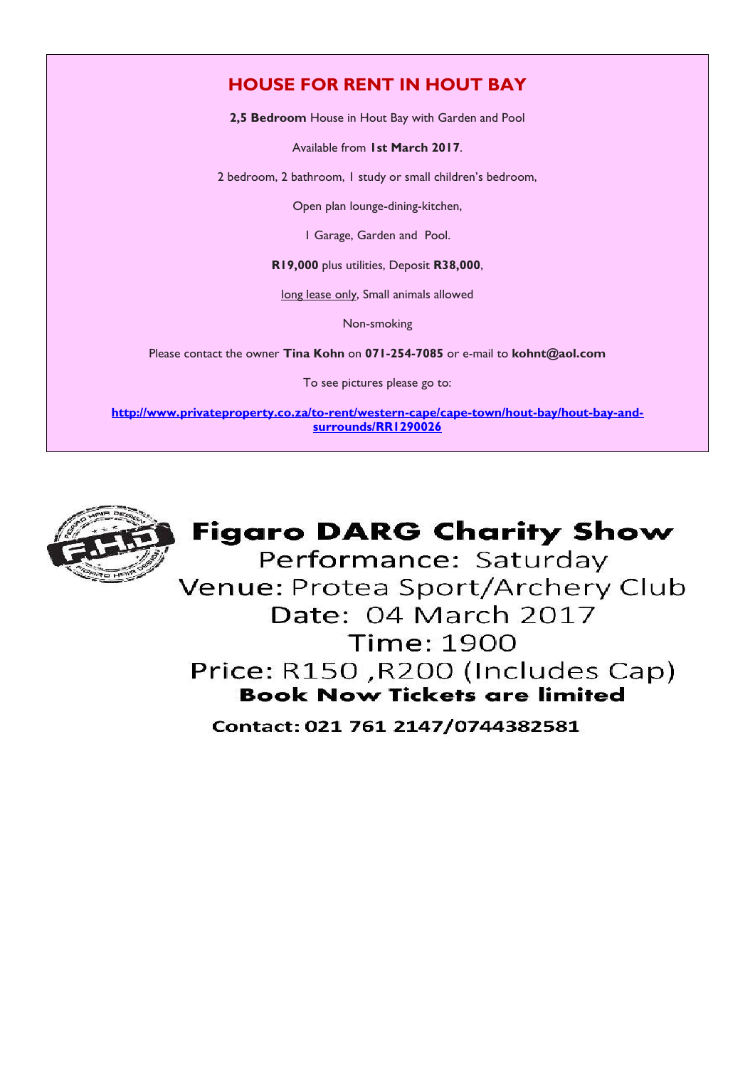## HOUSE FOR RENT IN HOUT BAY

**2,5 Bedroom** House in Hout Bay with Garden and Pool

Available from **1st March 2017**.

2 bedroom, 2 bathroom, 1 study or small children's bedroom,

Open plan lounge-dining-kitchen,

1 Garage, Garden and Pool.

**R19,000** plus utilities, Deposit **R38,000**,

long lease only, Small animals allowed

Non-smoking

Please contact the owner **Tina Kohn** on **071-254-7085** or e-mail to **kohnt@aol.com**

To see pictures please go to:

**http://www.privateproperty.co.za/to-rent/western-cape/cape-town/hout-bay/hout-bay-and-surrounds/RR1290026**

## Figaro DARG Charity Show

Performance: Saturday

Venue: Protea Sport/Archery Club

Date: 04 March 2017

Time: 1900

Price: R150 ,R200 (Includes Cap)

**Book Now Tickets are limited**

**Contact: 021 761 2147/0744382581**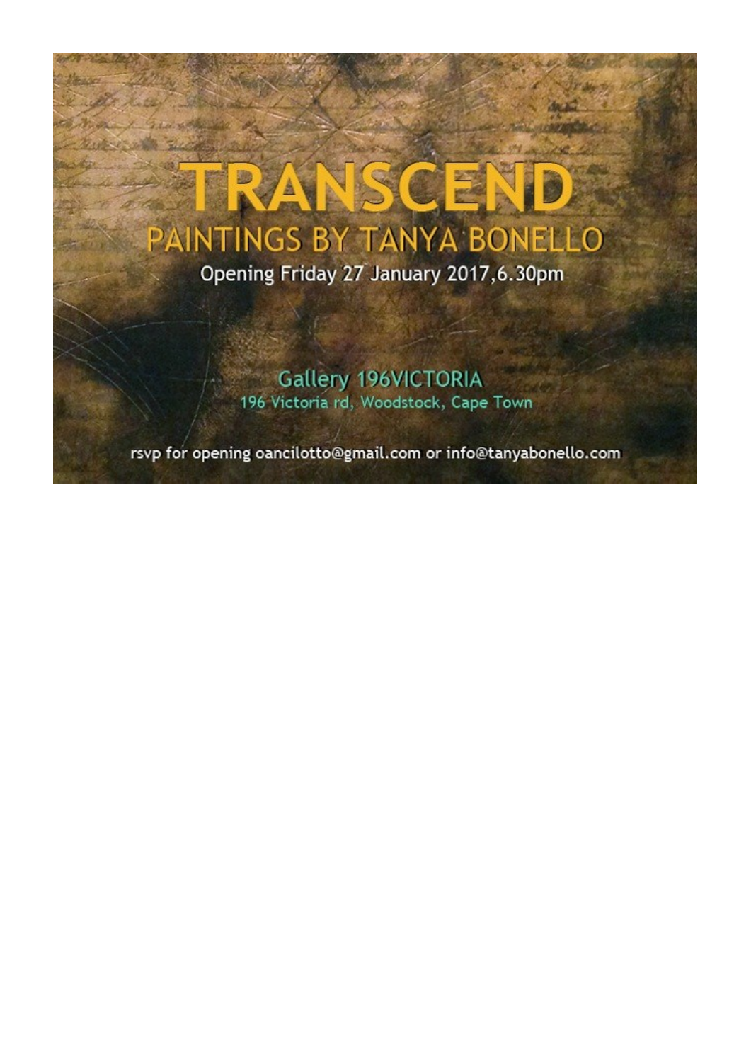# TRANSCEND

## PAINTINGS BY TANYA BONELLO

Opening Friday 27 January 2017,6.30pm

Gallery 196VICTORIA

196 Victoria rd, Woodstock, Cape Town

rsvp for opening oancilotto@gmail.com or info@tanyabonello.com